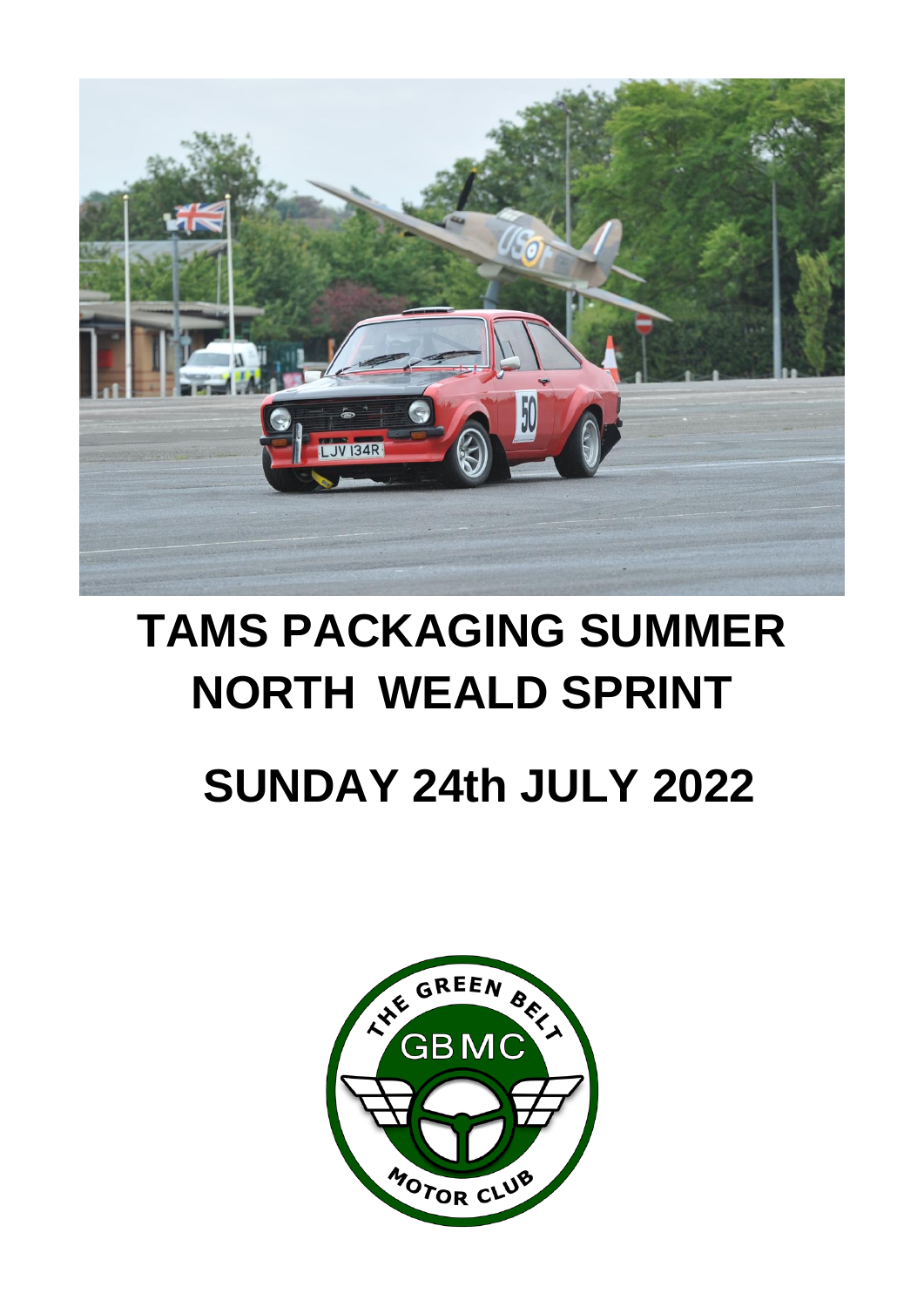# TAMS PACKAGING SUMMER NORTH WEALD SPRINT

# SUNDAY 24th JULY 2022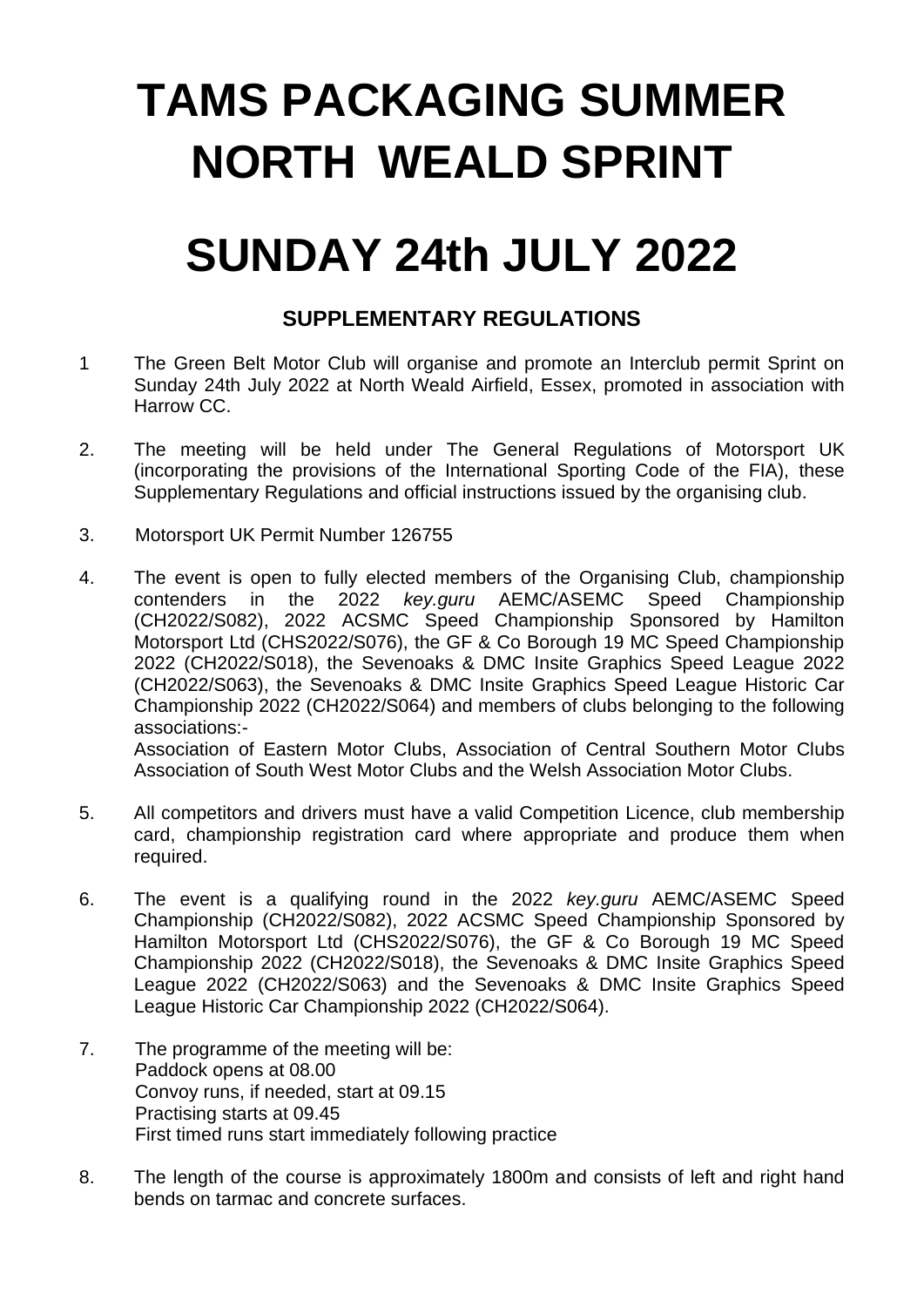# TAMS PACKAGING SUMMER NORTH WEALD SPRINT

# SUNDAY 24th JULY 2022

### SUPPLEMENTARY REGULATIONS

1 The Green Belt Motor Club will organise and promote an Interclub permit Sprint on Sunday 24th July 2022 at North Weald Airfield, Essex, promoted in association with Harrow CC.

2. The meeting will be held under The General Regulations of Motorsport UK (incorporating the provisions of the International Sporting Code of the FIA), these Supplementary Regulations and official instructions issued by the organising club.

3. Motorsport UK Permit Number 126755

4. The event is open to fully elected members of the Organising Club, championship contenders in the 2022 *key.guru* AEMC/ASEMC Speed Championship (CH2022/S082), 2022 ACSMC Speed Championship Sponsored by Hamilton Motorsport Ltd (CHS2022/S076), the GF & Co Borough 19 MC Speed Championship 2022 (CH2022/S018), the Sevenoaks & DMC Insite Graphics Speed League 2022 (CH2022/S063), the Sevenoaks & DMC Insite Graphics Speed League Historic Car Championship 2022 (CH2022/S064) and members of clubs belonging to the following associations:-
Association of Eastern Motor Clubs, Association of Central Southern Motor Clubs Association of South West Motor Clubs and the Welsh Association Motor Clubs.

5. All competitors and drivers must have a valid Competition Licence, club membership card, championship registration card where appropriate and produce them when required.

6. The event is a qualifying round in the 2022 *key.guru* AEMC/ASEMC Speed Championship (CH2022/S082), 2022 ACSMC Speed Championship Sponsored by Hamilton Motorsport Ltd (CHS2022/S076), the GF & Co Borough 19 MC Speed Championship 2022 (CH2022/S018), the Sevenoaks & DMC Insite Graphics Speed League 2022 (CH2022/S063) and the Sevenoaks & DMC Insite Graphics Speed League Historic Car Championship 2022 (CH2022/S064).

7. The programme of the meeting will be:
Paddock opens at 08.00
Convoy runs, if needed, start at 09.15
Practising starts at 09.45
First timed runs start immediately following practice

8. The length of the course is approximately 1800m and consists of left and right hand bends on tarmac and concrete surfaces.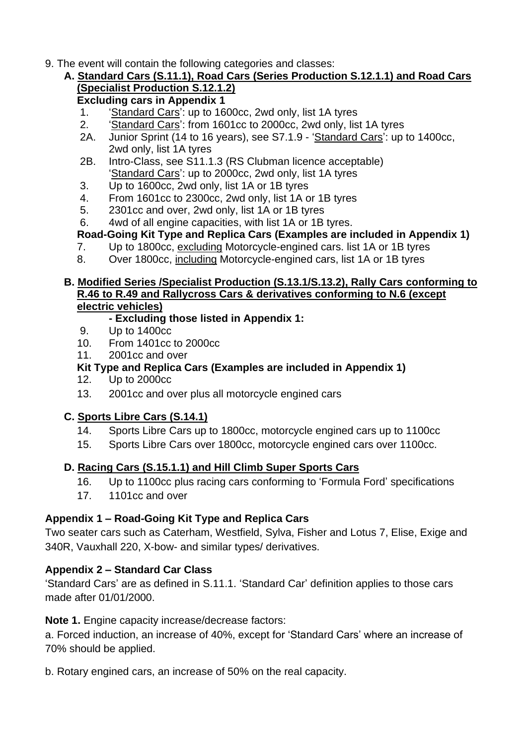9. The event will contain the following categories and classes:

**A. Standard Cars (S.11.1), Road Cars (Series Production S.12.1.1) and Road Cars (Specialist Production S.12.1.2)**

**Excluding cars in Appendix 1**

1. 'Standard Cars': up to 1600cc, 2wd only, list 1A tyres
2. 'Standard Cars': from 1601cc to 2000cc, 2wd only, list 1A tyres

2A. Junior Sprint (14 to 16 years), see S7.1.9 - 'Standard Cars': up to 1400cc, 2wd only, list 1A tyres

2B. Intro-Class, see S11.1.3 (RS Clubman licence acceptable) 'Standard Cars': up to 2000cc, 2wd only, list 1A tyres

3. Up to 1600cc, 2wd only, list 1A or 1B tyres
4. From 1601cc to 2300cc, 2wd only, list 1A or 1B tyres
5. 2301cc and over, 2wd only, list 1A or 1B tyres
6. 4wd of all engine capacities, with list 1A or 1B tyres.

**Road-Going Kit Type and Replica Cars (Examples are included in Appendix 1)**

7. Up to 1800cc, excluding Motorcycle-engined cars. list 1A or 1B tyres
8. Over 1800cc, including Motorcycle-engined cars, list 1A or 1B tyres

**B. Modified Series /Specialist Production (S.13.1/S.13.2), Rally Cars conforming to R.46 to R.49 and Rallycross Cars & derivatives conforming to N.6 (except electric vehicles)**

**- Excluding those listed in Appendix 1:**

9. Up to 1400cc
10. From 1401cc to 2000cc
11. 2001cc and over

**Kit Type and Replica Cars (Examples are included in Appendix 1)**

12. Up to 2000cc
13. 2001cc and over plus all motorcycle engined cars

**C. Sports Libre Cars (S.14.1)**

14. Sports Libre Cars up to 1800cc, motorcycle engined cars up to 1100cc
15. Sports Libre Cars over 1800cc, motorcycle engined cars over 1100cc.

**D. Racing Cars (S.15.1.1) and Hill Climb Super Sports Cars**

16. Up to 1100cc plus racing cars conforming to 'Formula Ford' specifications
17. 1101cc and over

**Appendix 1 – Road-Going Kit Type and Replica Cars**

Two seater cars such as Caterham, Westfield, Sylva, Fisher and Lotus 7, Elise, Exige and 340R, Vauxhall 220, X-bow- and similar types/ derivatives.

**Appendix 2 – Standard Car Class**

'Standard Cars' are as defined in S.11.1. 'Standard Car' definition applies to those cars made after 01/01/2000.

**Note 1.** Engine capacity increase/decrease factors:

a. Forced induction, an increase of 40%, except for 'Standard Cars' where an increase of 70% should be applied.

b. Rotary engined cars, an increase of 50% on the real capacity.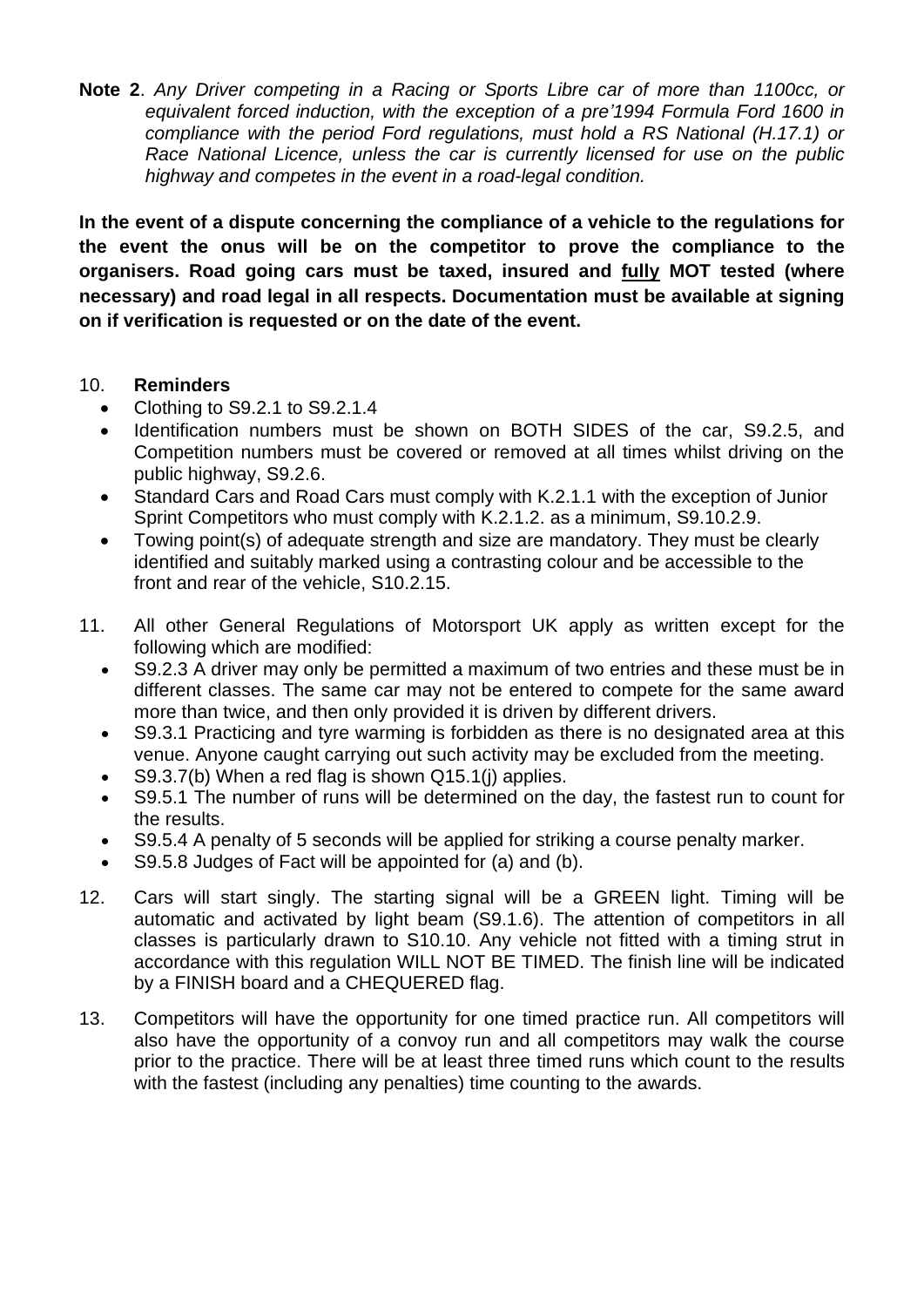**Note 2**. *Any Driver competing in a Racing or Sports Libre car of more than 1100cc, or equivalent forced induction, with the exception of a pre'1994 Formula Ford 1600 in compliance with the period Ford regulations, must hold a RS National (H.17.1) or Race National Licence, unless the car is currently licensed for use on the public highway and competes in the event in a road-legal condition.*

**In the event of a dispute concerning the compliance of a vehicle to the regulations for the event the onus will be on the competitor to prove the compliance to the organisers. Road going cars must be taxed, insured and <u>fully</u> MOT tested (where necessary) and road legal in all respects. Documentation must be available at signing on if verification is requested or on the date of the event.**

10. **Reminders**
    - Clothing to S9.2.1 to S9.2.1.4
    - Identification numbers must be shown on BOTH SIDES of the car, S9.2.5, and Competition numbers must be covered or removed at all times whilst driving on the public highway, S9.2.6.
    - Standard Cars and Road Cars must comply with K.2.1.1 with the exception of Junior Sprint Competitors who must comply with K.2.1.2. as a minimum, S9.10.2.9.
    - Towing point(s) of adequate strength and size are mandatory. They must be clearly identified and suitably marked using a contrasting colour and be accessible to the front and rear of the vehicle, S10.2.15.

11. All other General Regulations of Motorsport UK apply as written except for the following which are modified:
    - S9.2.3 A driver may only be permitted a maximum of two entries and these must be in different classes. The same car may not be entered to compete for the same award more than twice, and then only provided it is driven by different drivers.
    - S9.3.1 Practicing and tyre warming is forbidden as there is no designated area at this venue. Anyone caught carrying out such activity may be excluded from the meeting.
    - S9.3.7(b) When a red flag is shown Q15.1(j) applies.
    - S9.5.1 The number of runs will be determined on the day, the fastest run to count for the results.
    - S9.5.4 A penalty of 5 seconds will be applied for striking a course penalty marker.
    - S9.5.8 Judges of Fact will be appointed for (a) and (b).

12. Cars will start singly. The starting signal will be a GREEN light. Timing will be automatic and activated by light beam (S9.1.6). The attention of competitors in all classes is particularly drawn to S10.10. Any vehicle not fitted with a timing strut in accordance with this regulation WILL NOT BE TIMED. The finish line will be indicated by a FINISH board and a CHEQUERED flag.

13. Competitors will have the opportunity for one timed practice run. All competitors will also have the opportunity of a convoy run and all competitors may walk the course prior to the practice. There will be at least three timed runs which count to the results with the fastest (including any penalties) time counting to the awards.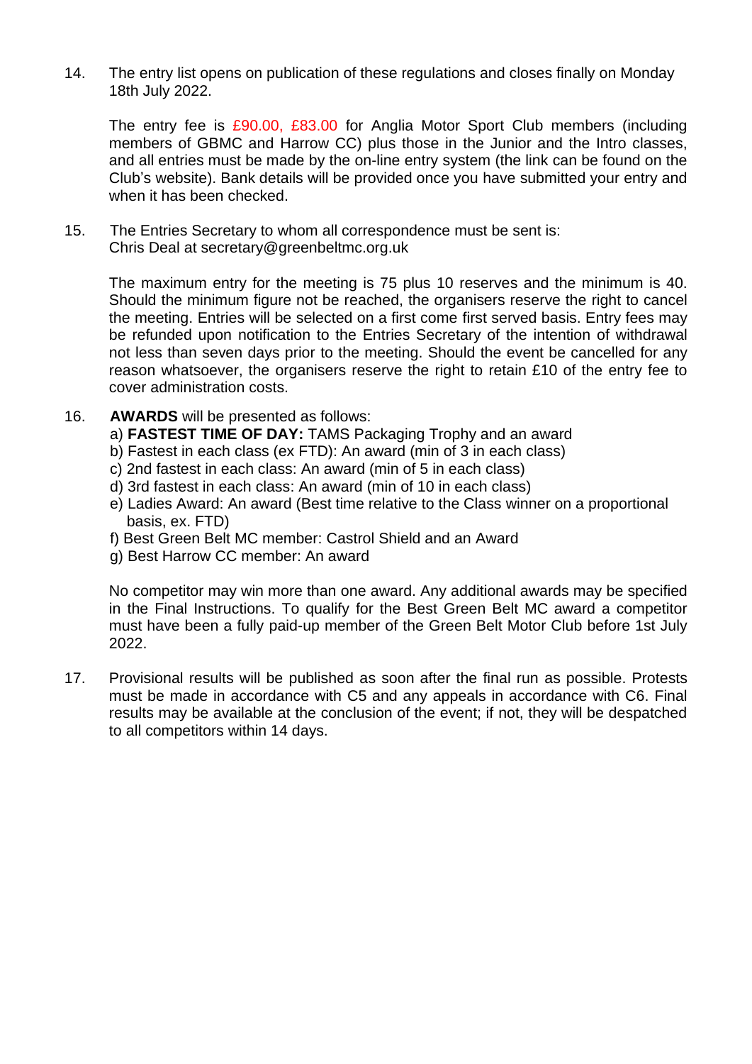14. The entry list opens on publication of these regulations and closes finally on Monday 18th July 2022.

    The entry fee is £90.00, £83.00 for Anglia Motor Sport Club members (including members of GBMC and Harrow CC) plus those in the Junior and the Intro classes, and all entries must be made by the on-line entry system (the link can be found on the Club's website). Bank details will be provided once you have submitted your entry and when it has been checked.

15. The Entries Secretary to whom all correspondence must be sent is:
    Chris Deal at secretary@greenbeltmc.org.uk

    The maximum entry for the meeting is 75 plus 10 reserves and the minimum is 40. Should the minimum figure not be reached, the organisers reserve the right to cancel the meeting. Entries will be selected on a first come first served basis. Entry fees may be refunded upon notification to the Entries Secretary of the intention of withdrawal not less than seven days prior to the meeting. Should the event be cancelled for any reason whatsoever, the organisers reserve the right to retain £10 of the entry fee to cover administration costs.

16. **AWARDS** will be presented as follows:
    a) **FASTEST TIME OF DAY:** TAMS Packaging Trophy and an award
    b) Fastest in each class (ex FTD): An award (min of 3 in each class)
    c) 2nd fastest in each class: An award (min of 5 in each class)
    d) 3rd fastest in each class: An award (min of 10 in each class)
    e) Ladies Award: An award (Best time relative to the Class winner on a proportional basis, ex. FTD)
    f) Best Green Belt MC member: Castrol Shield and an Award
    g) Best Harrow CC member: An award

    No competitor may win more than one award. Any additional awards may be specified in the Final Instructions. To qualify for the Best Green Belt MC award a competitor must have been a fully paid-up member of the Green Belt Motor Club before 1st July 2022.

17. Provisional results will be published as soon after the final run as possible. Protests must be made in accordance with C5 and any appeals in accordance with C6. Final results may be available at the conclusion of the event; if not, they will be despatched to all competitors within 14 days.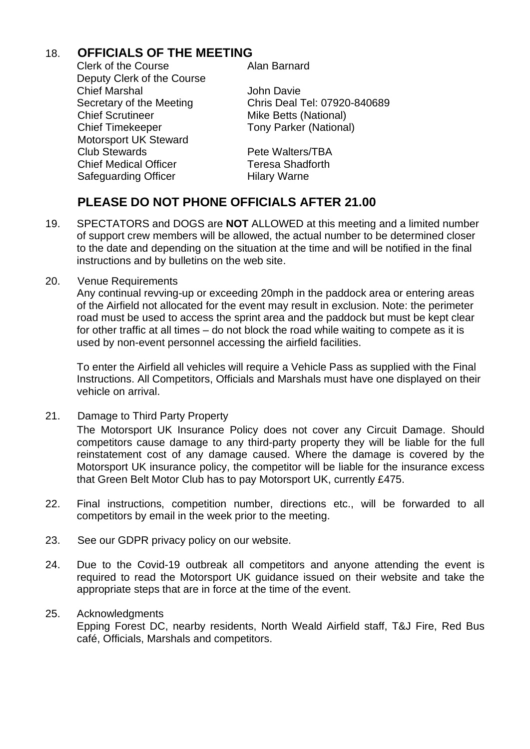## 18. OFFICIALS OF THE MEETING

| | |
|---|---|
| Clerk of the Course | Alan Barnard |
| Deputy Clerk of the Course | |
| Chief Marshal | John Davie |
| Secretary of the Meeting | Chris Deal Tel: 07920-840689 |
| Chief Scrutineer | Mike Betts (National) |
| Chief Timekeeper | Tony Parker (National) |
| Motorsport UK Steward | |
| Club Stewards | Pete Walters/TBA |
| Chief Medical Officer | Teresa Shadforth |
| Safeguarding Officer | Hilary Warne |

### PLEASE DO NOT PHONE OFFICIALS AFTER 21.00

19. SPECTATORS and DOGS are **NOT** ALLOWED at this meeting and a limited number of support crew members will be allowed, the actual number to be determined closer to the date and depending on the situation at the time and will be notified in the final instructions and by bulletins on the web site.

20. Venue Requirements

    Any continual revving-up or exceeding 20mph in the paddock area or entering areas of the Airfield not allocated for the event may result in exclusion. Note: the perimeter road must be used to access the sprint area and the paddock but must be kept clear for other traffic at all times – do not block the road while waiting to compete as it is used by non-event personnel accessing the airfield facilities.

    To enter the Airfield all vehicles will require a Vehicle Pass as supplied with the Final Instructions. All Competitors, Officials and Marshals must have one displayed on their vehicle on arrival.

21. Damage to Third Party Property

    The Motorsport UK Insurance Policy does not cover any Circuit Damage. Should competitors cause damage to any third-party property they will be liable for the full reinstatement cost of any damage caused. Where the damage is covered by the Motorsport UK insurance policy, the competitor will be liable for the insurance excess that Green Belt Motor Club has to pay Motorsport UK, currently £475.

22. Final instructions, competition number, directions etc., will be forwarded to all competitors by email in the week prior to the meeting.

23. See our GDPR privacy policy on our website.

24. Due to the Covid-19 outbreak all competitors and anyone attending the event is required to read the Motorsport UK guidance issued on their website and take the appropriate steps that are in force at the time of the event.

25. Acknowledgments

    Epping Forest DC, nearby residents, North Weald Airfield staff, T&J Fire, Red Bus café, Officials, Marshals and competitors.